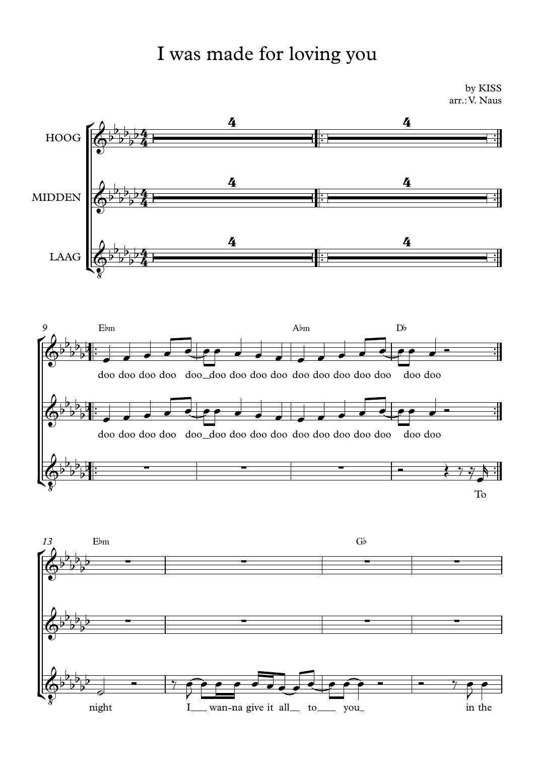# I was made for loving you

by KISS
arr.: V. Naus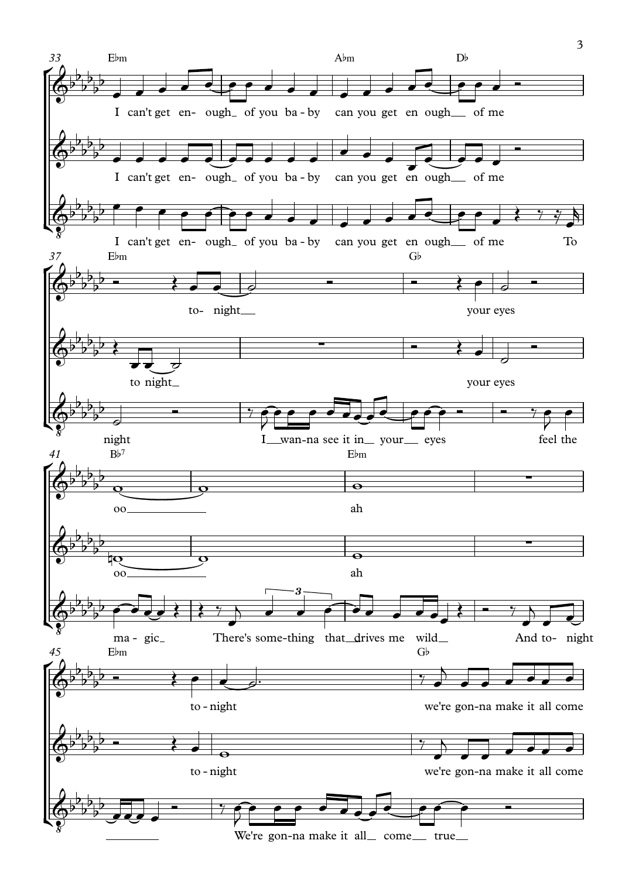33 E♭m A♭m D♭

I can't get en- ough_ of you ba - by can you get en ough__ of me

I can't get en- ough_ of you ba - by can you get en ough__ of me

I can't get en- ough_ of you ba - by can you get en ough__ of me To

37 E♭m G♭

to- night__ your eyes

to night_ your eyes

night I__wan-na see it in__ your__ eyes feel the

41 B♭7 E♭m

oo____________ ah

oo____________ ah

ma - gic_ There's some-thing that__drives me wild__ And to- night

45 E♭m G♭

to - night we're gon-na make it all come

to - night we're gon-na make it all come

________ We're gon-na make it all__ come__ true__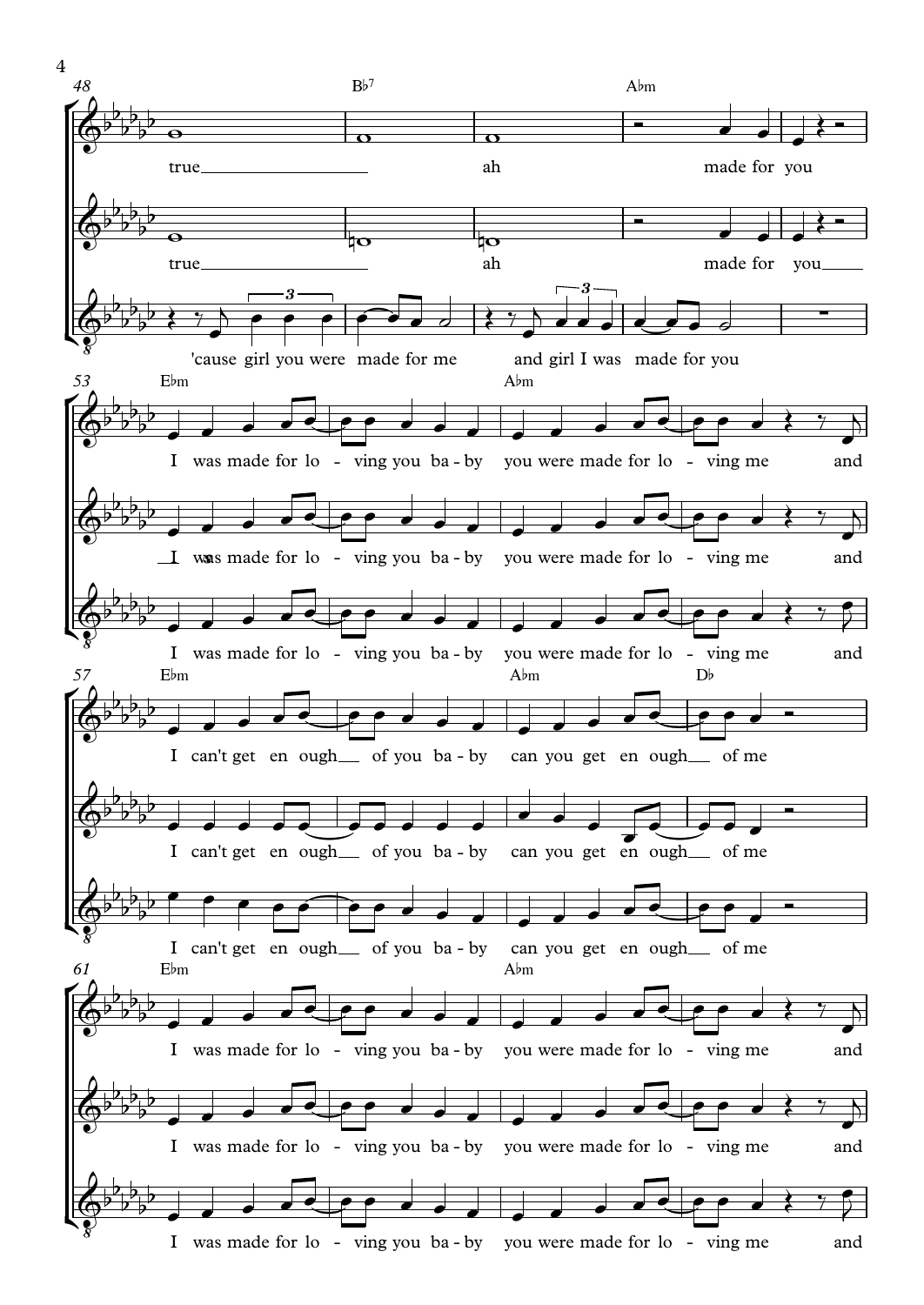48

B♭7 A♭m

true ah made for you

true ah made for you

'cause girl you were made for me and girl I was made for you

53

E♭m A♭m

I was made for lo - ving you ba - by you were made for lo - ving me and

I was made for lo - ving you ba - by you were made for lo - ving me and

I was made for lo - ving you ba - by you were made for lo - ving me and

57

E♭m A♭m D♭

I can't get en ough of you ba - by can you get en ough of me

I can't get en ough of you ba - by can you get en ough of me

I can't get en ough of you ba - by can you get en ough of me

61

E♭m A♭m

I was made for lo - ving you ba - by you were made for lo - ving me and

I was made for lo - ving you ba - by you were made for lo - ving me and

I was made for lo - ving you ba - by you were made for lo - ving me and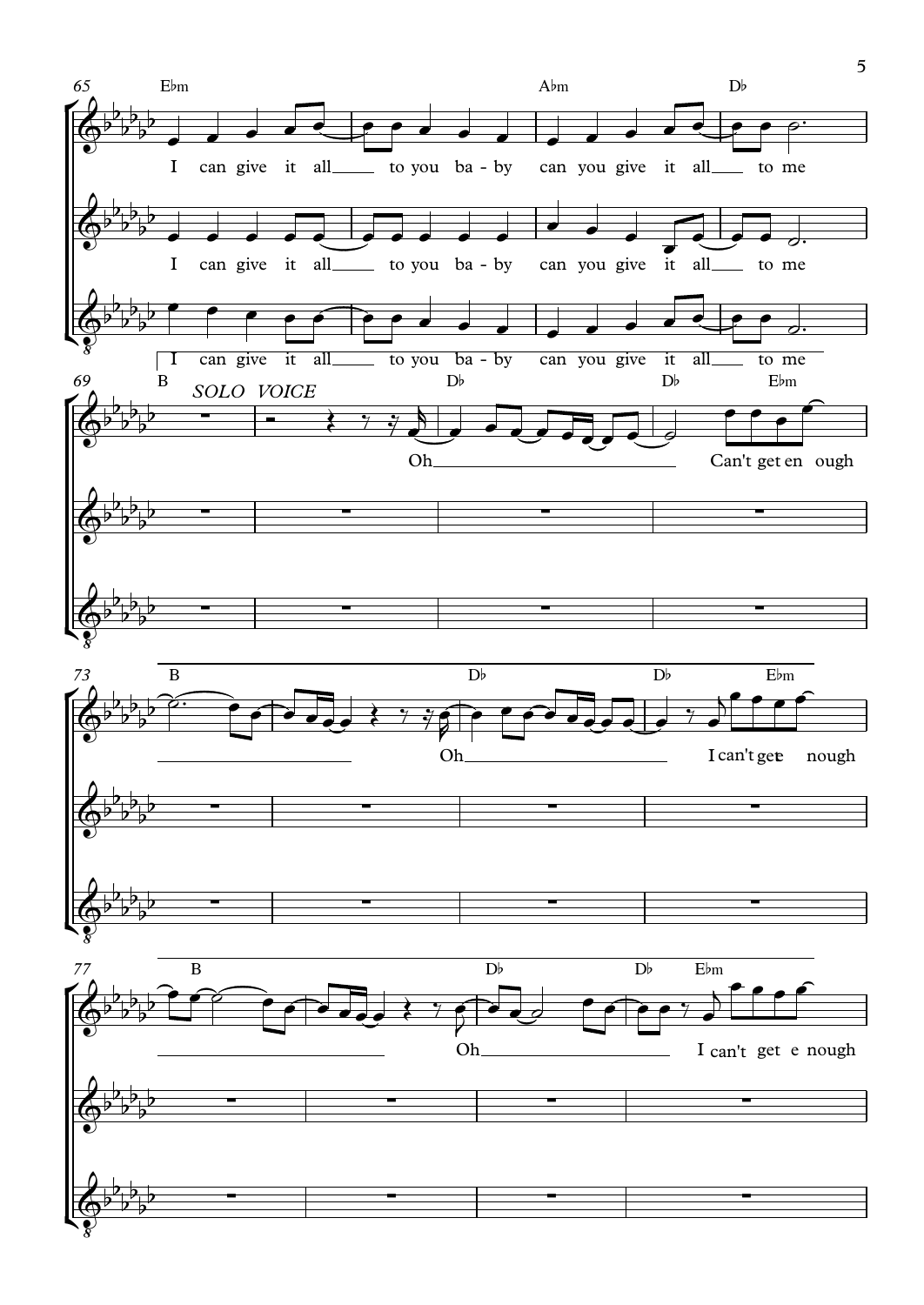65

E♭m A♭m D♭

I can give it all to you ba - by can you give it all to me

I can give it all to you ba - by can you give it all to me

I can give it all to you ba - by can you give it all to me

69

B D♭ D♭ E♭m

*SOLO VOICE*

Oh Can't get en ough

73

B D♭ D♭ E♭m

Oh I can't gete nough

77

B D♭ D♭ E♭m

Oh I can't get e nough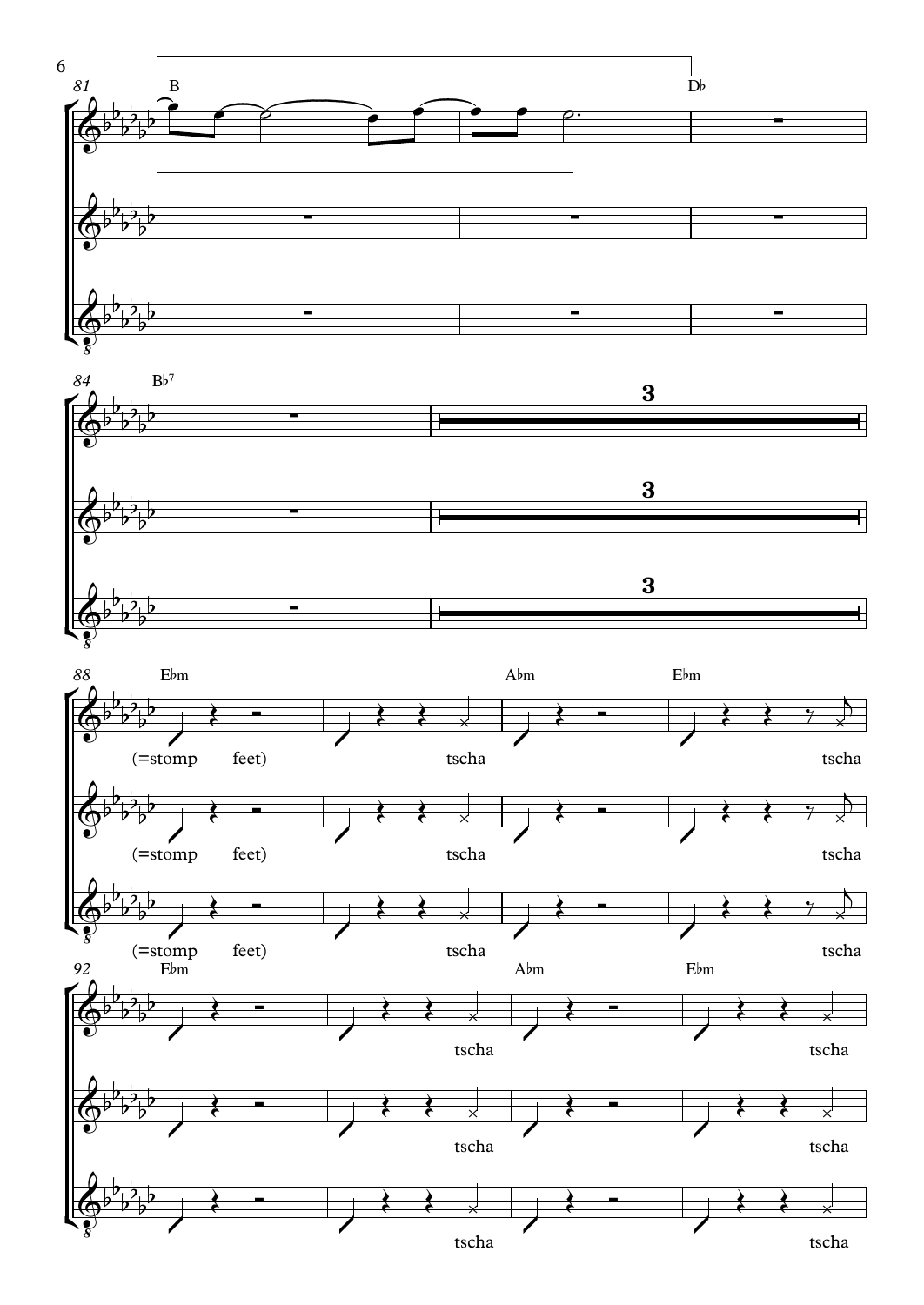81

B

D♭

84

B♭7

3

3

3

88

E♭m

A♭m

E♭m

(=stomp feet) tscha tscha

(=stomp feet) tscha tscha

(=stomp feet) tscha tscha

92

E♭m

A♭m

E♭m

tscha tscha

tscha tscha

tscha tscha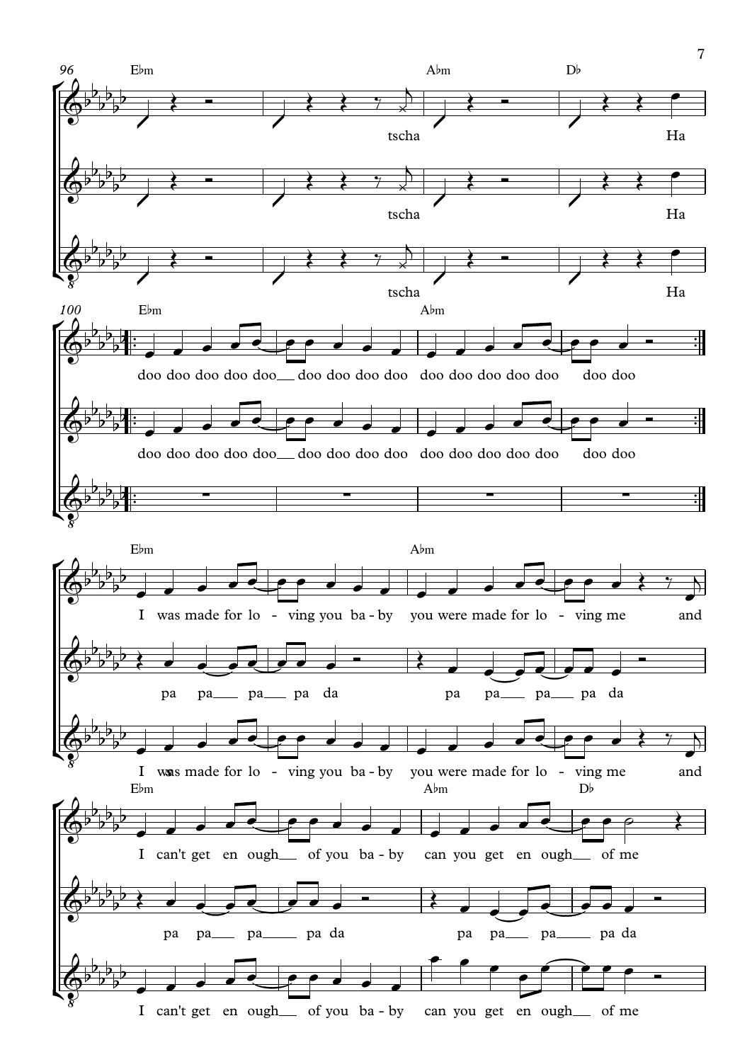96

E♭m A♭m D♭

tscha Ha

tscha Ha

tscha Ha

100

E♭m A♭m

doo doo doo doo doo doo doo doo doo doo doo doo doo doo doo doo

doo doo doo doo doo doo doo doo doo doo doo doo doo doo doo doo

E♭m A♭m

I was made for lo - ving you ba - by you were made for lo - ving me and

pa pa pa pa da pa pa pa pa da

I was made for lo - ving you ba - by you were made for lo - ving me and

E♭m A♭m D♭

I can't get en ough of you ba - by can you get en ough of me

pa pa pa pa da pa pa pa pa da

I can't get en ough of you ba - by can you get en ough of me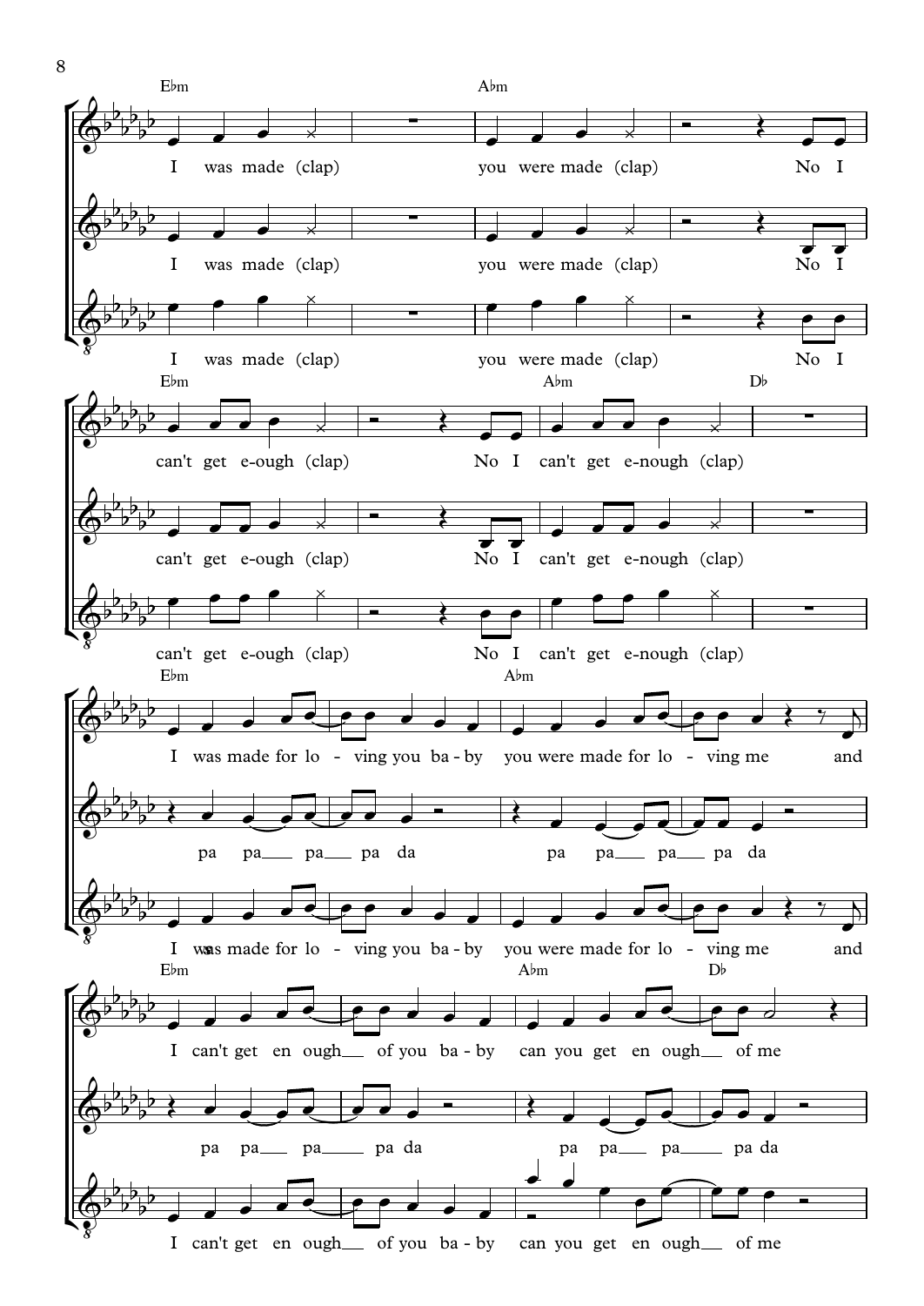E♭m A♭m

I was made (clap) you were made (clap) No I

I was made (clap) you were made (clap) No I

I was made (clap) you were made (clap) No I

E♭m A♭m D♭

can't get e-ough (clap) No I can't get e-nough (clap)

can't get e-ough (clap) No I can't get e-nough (clap)

can't get e-ough (clap) No I can't get e-nough (clap)

E♭m A♭m

I was made for lo - ving you ba - by you were made for lo - ving me and

pa pa pa pa da pa pa pa pa da

I was made for lo - ving you ba - by you were made for lo - ving me and

E♭m A♭m D♭

I can't get en ough of you ba - by can you get en ough of me

pa pa pa pa da pa pa pa pa da

I can't get en ough of you ba - by can you get en ough of me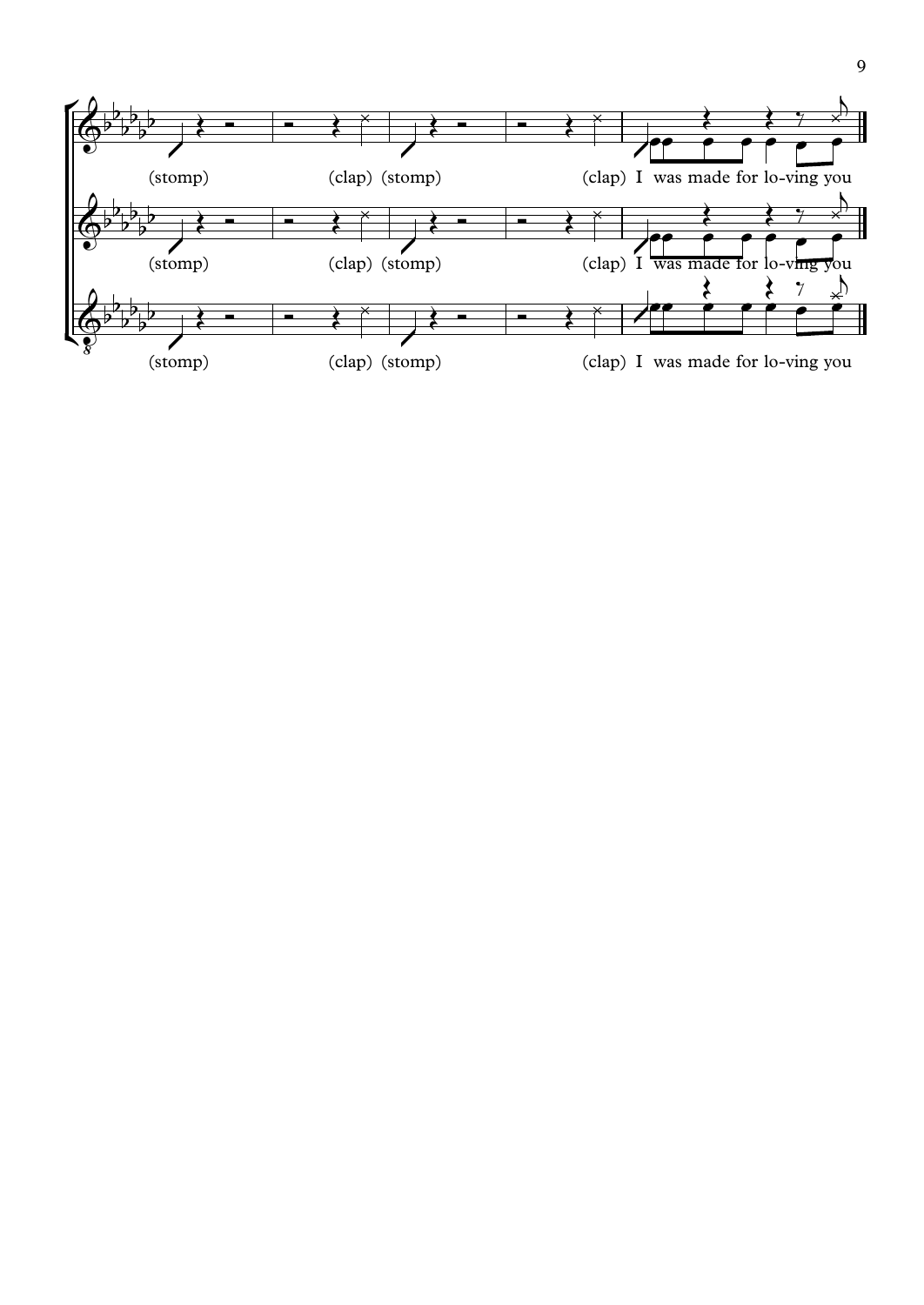(stomp) (clap) (stomp) (clap) I was made for lo-ving you

(stomp) (clap) (stomp) (clap) I was made for lo-ving you

(stomp) (clap) (stomp) (clap) I was made for lo-ving you